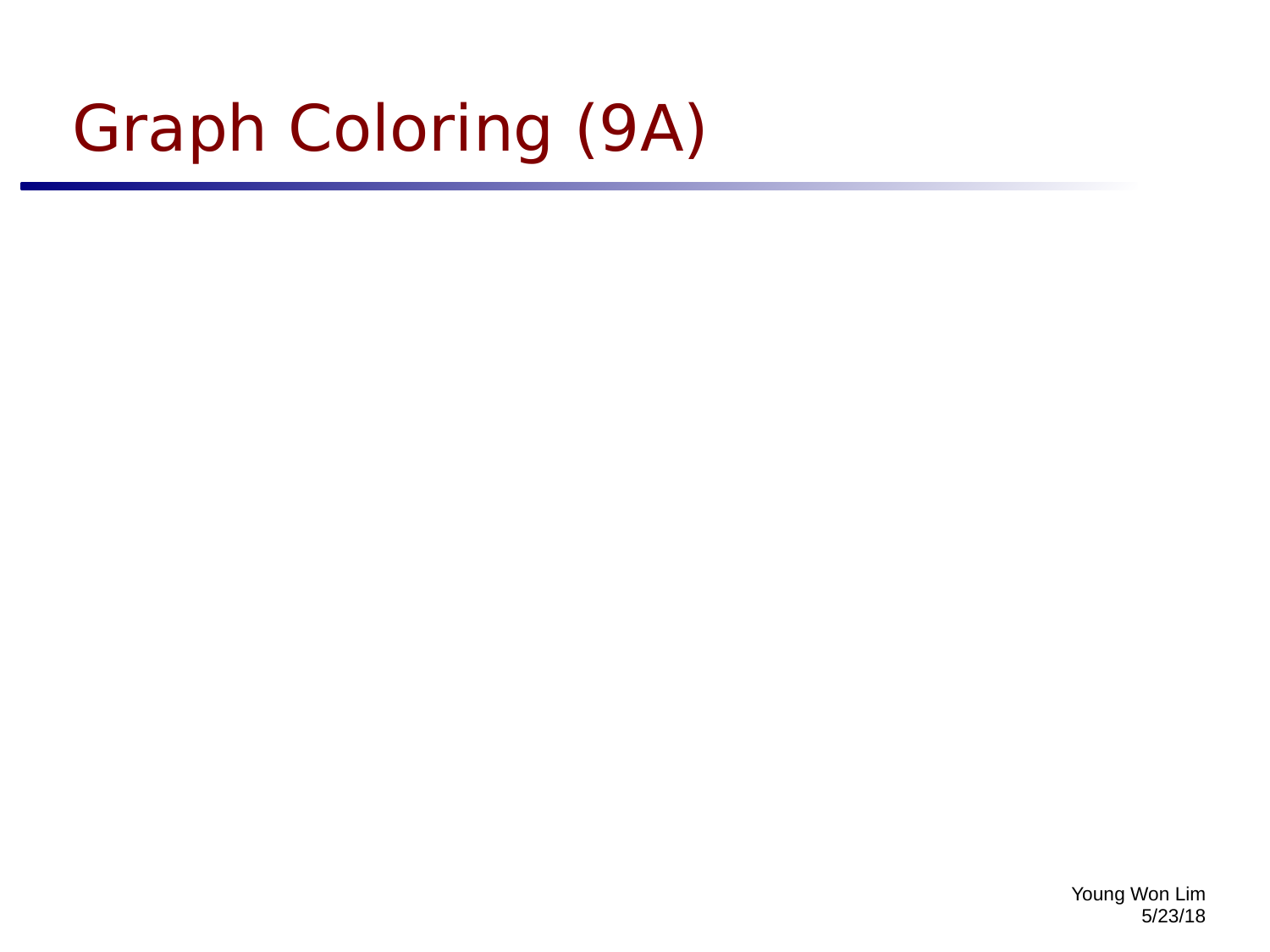# Graph Coloring (9A)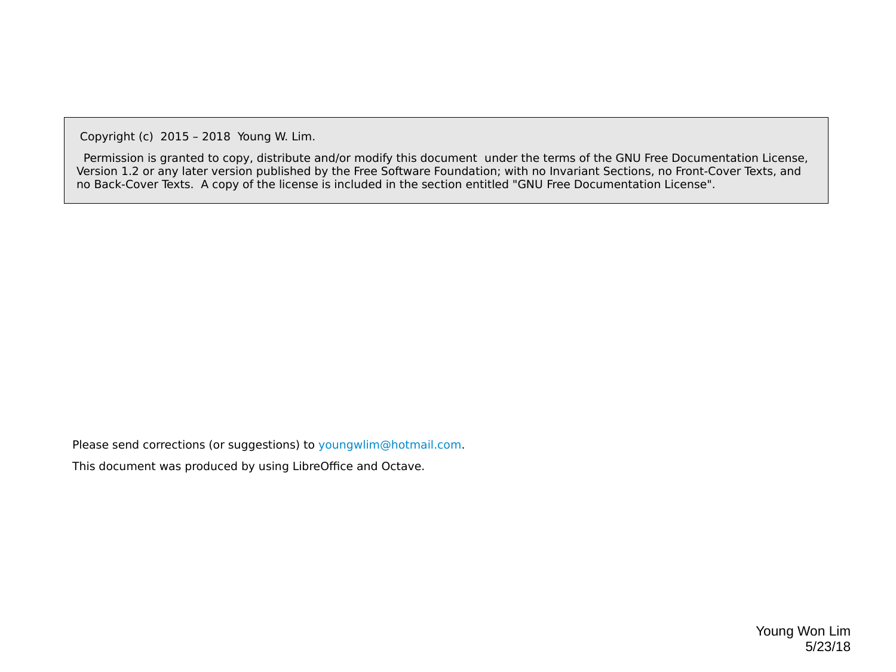Copyright (c) 2015 – 2018 Young W. Lim.

Permission is granted to copy, distribute and/or modify this document under the terms of the GNU Free Documentation License, Version 1.2 or any later version published by the Free Software Foundation; with no Invariant Sections, no Front-Cover Texts, and no Back-Cover Texts. A copy of the license is included in the section entitled "GNU Free Documentation License".

Please send corrections (or suggestions) to youngwlim@hotmail.com.

This document was produced by using LibreOffice and Octave.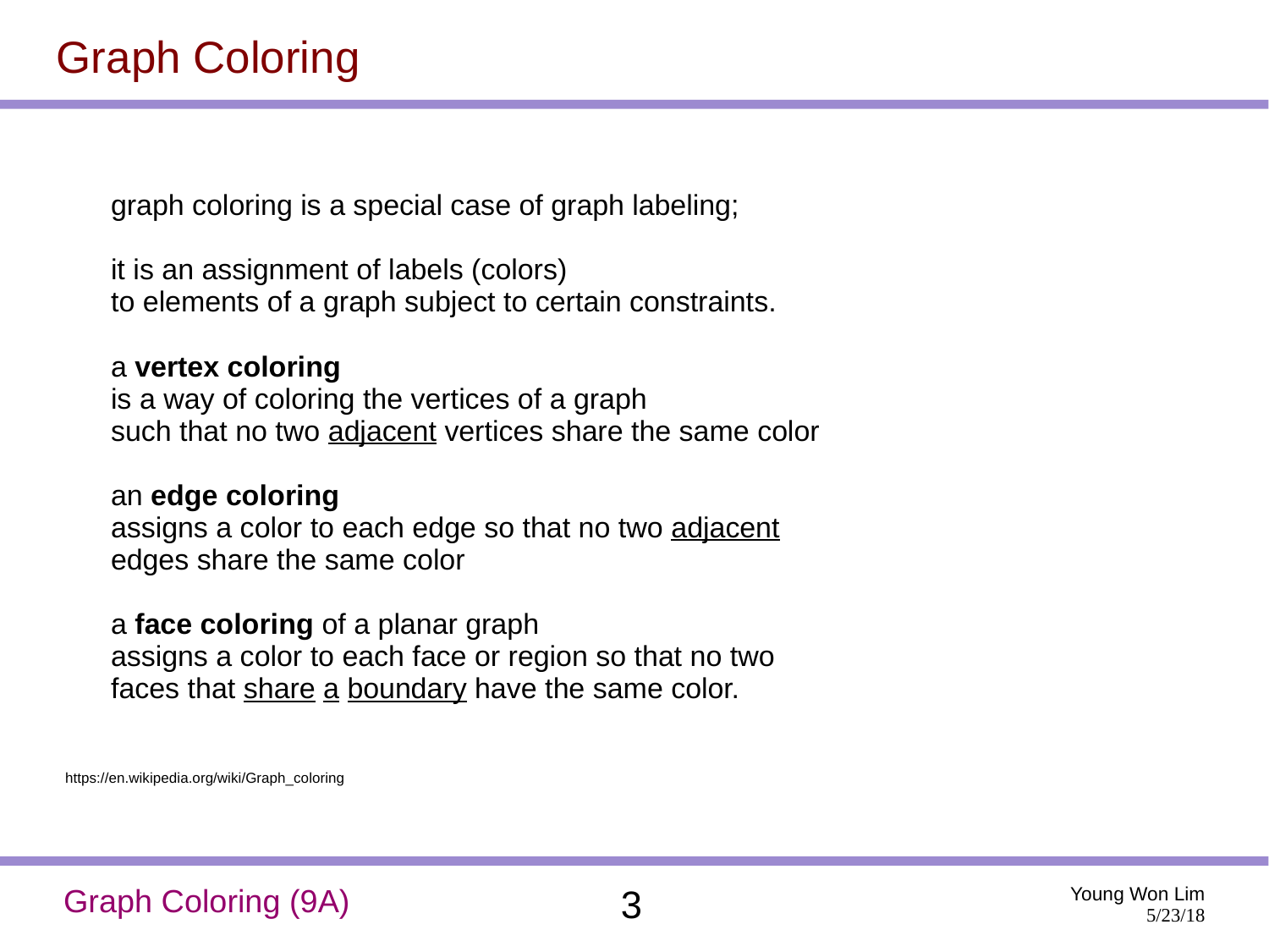# Graph Coloring

graph coloring is a special case of graph labeling;

it is an assignment of labels (colors)
to elements of a graph subject to certain constraints.

a **vertex coloring**
is a way of coloring the vertices of a graph
such that no two adjacent vertices share the same color

an **edge coloring**
assigns a color to each edge so that no two adjacent
edges share the same color

a **face coloring** of a planar graph
assigns a color to each face or region so that no two
faces that share a boundary have the same color.

https://en.wikipedia.org/wiki/Graph_coloring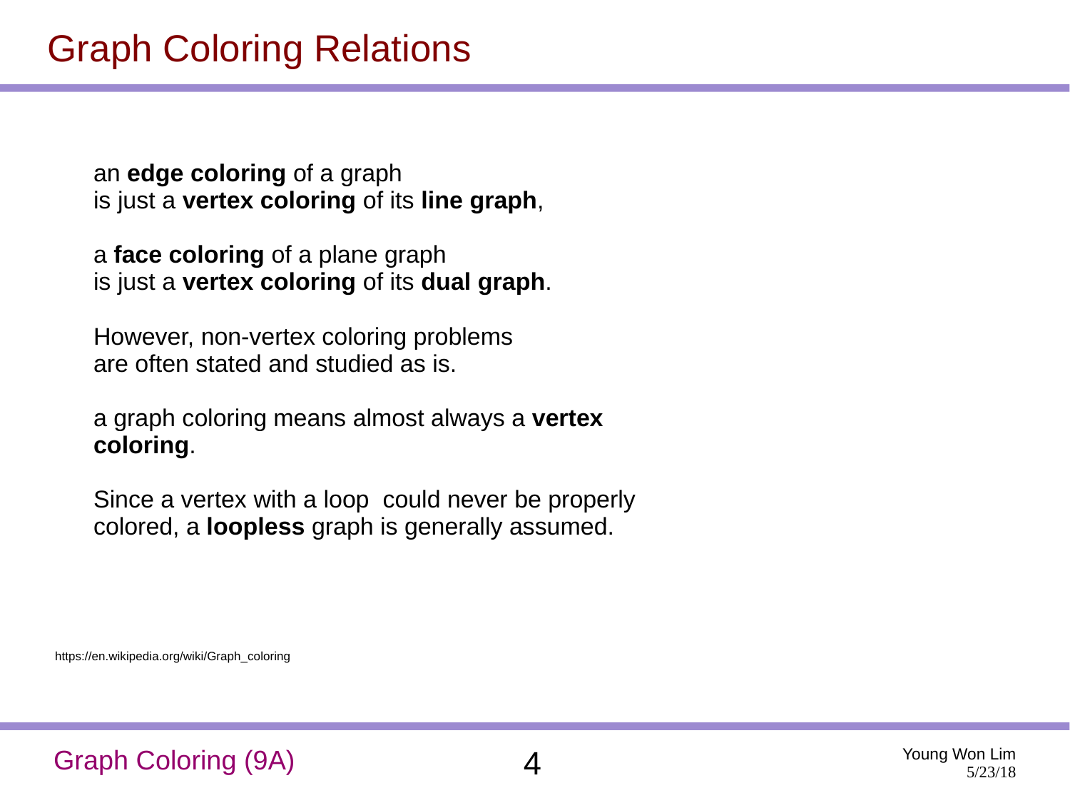# Graph Coloring Relations

an **edge coloring** of a graph
is just a **vertex coloring** of its **line graph**,

a **face coloring** of a plane graph
is just a **vertex coloring** of its **dual graph**.

However, non-vertex coloring problems
are often stated and studied as is.

a graph coloring means almost always a **vertex coloring**.

Since a vertex with a loop could never be properly
colored, a **loopless** graph is generally assumed.

https://en.wikipedia.org/wiki/Graph_coloring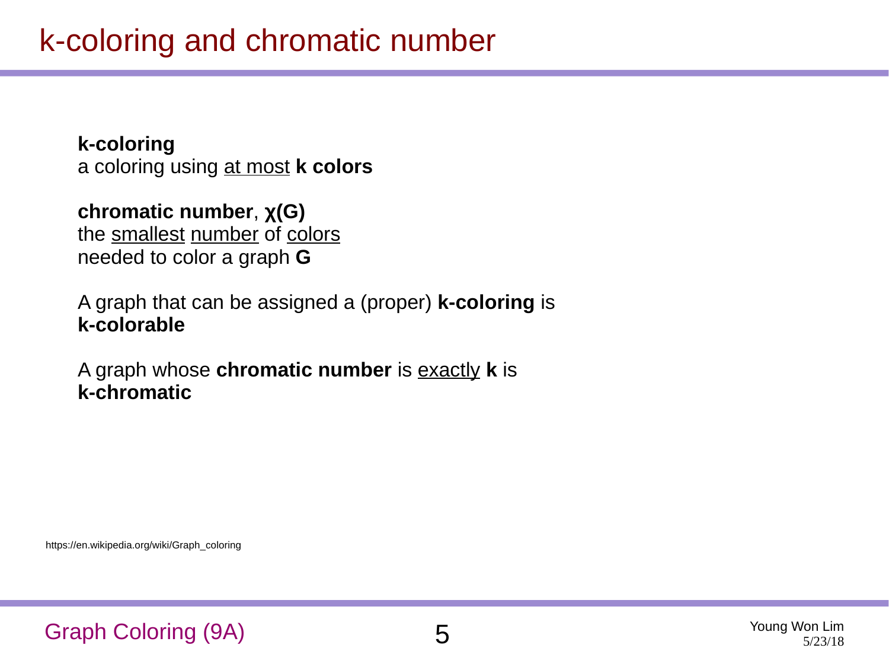# k-coloring and chromatic number

**k-coloring**
a coloring using at most **k colors**

**chromatic number**, **χ(G)**
the smallest number of colors
needed to color a graph **G**

A graph that can be assigned a (proper) **k-coloring** is **k-colorable**

A graph whose **chromatic number** is exactly **k** is **k-chromatic**

https://en.wikipedia.org/wiki/Graph_coloring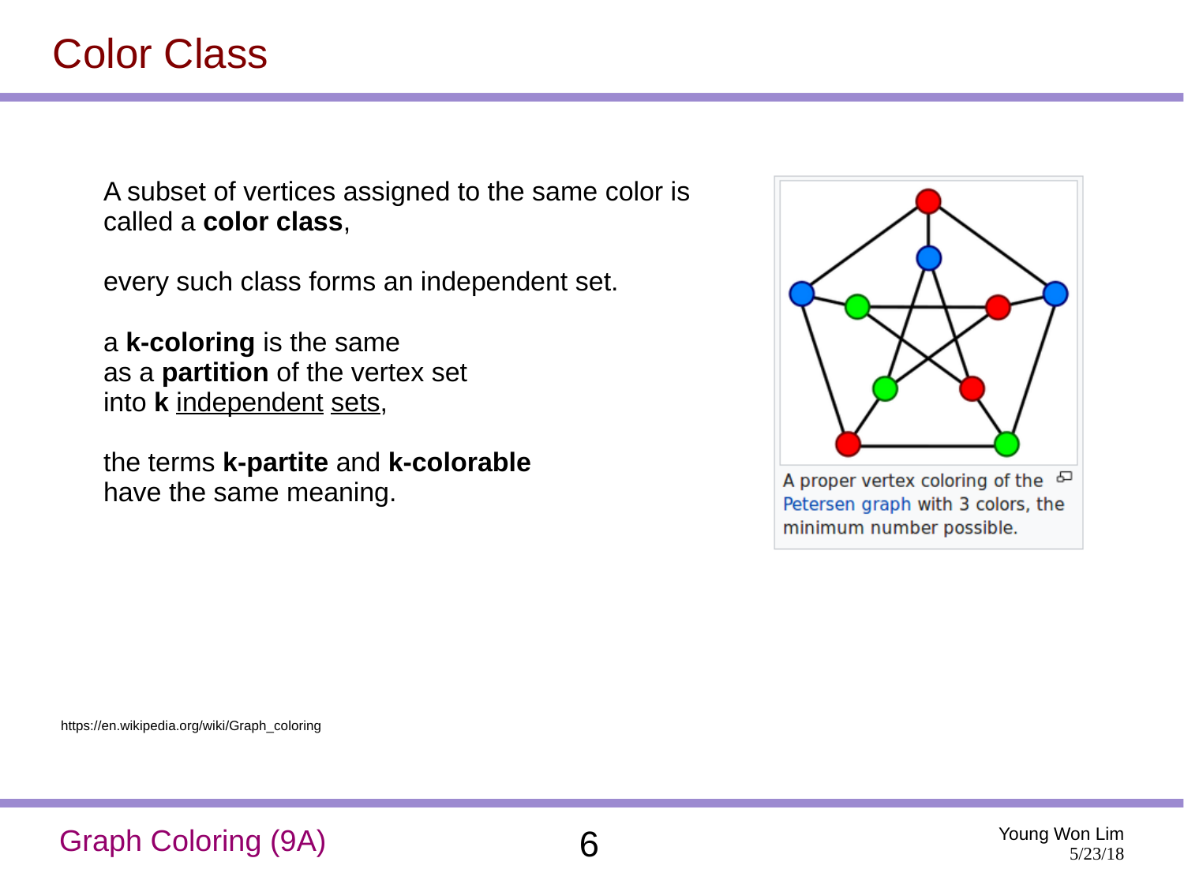# Color Class

A subset of vertices assigned to the same color is called a **color class**,

every such class forms an independent set.

a **k-coloring** is the same as a **partition** of the vertex set into **k** independent sets,

the terms **k-partite** and **k-colorable** have the same meaning.

A proper vertex coloring of the Petersen graph with 3 colors, the minimum number possible.

https://en.wikipedia.org/wiki/Graph_coloring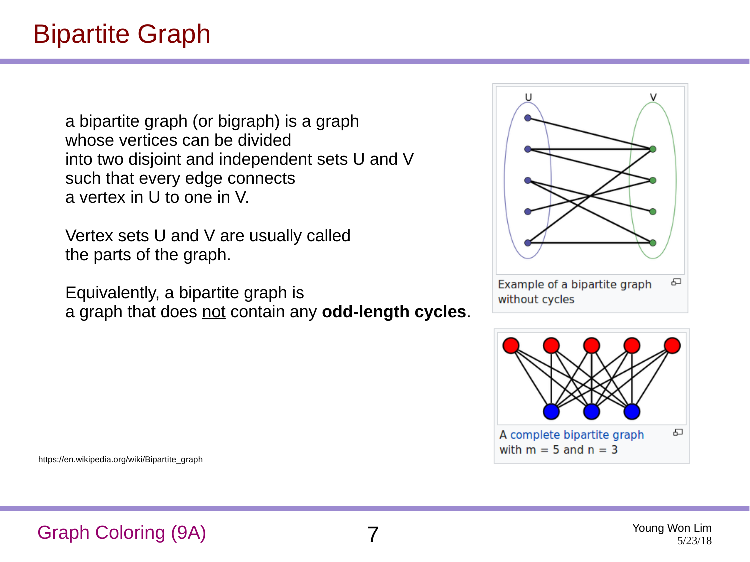# Bipartite Graph

a bipartite graph (or bigraph) is a graph
whose vertices can be divided
into two disjoint and independent sets U and V
such that every edge connects
a vertex in U to one in V.

Vertex sets U and V are usually called
the parts of the graph.

Equivalently, a bipartite graph is
a graph that does not contain any **odd-length cycles**.

Example of a bipartite graph without cycles

A complete bipartite graph with m = 5 and n = 3

https://en.wikipedia.org/wiki/Bipartite_graph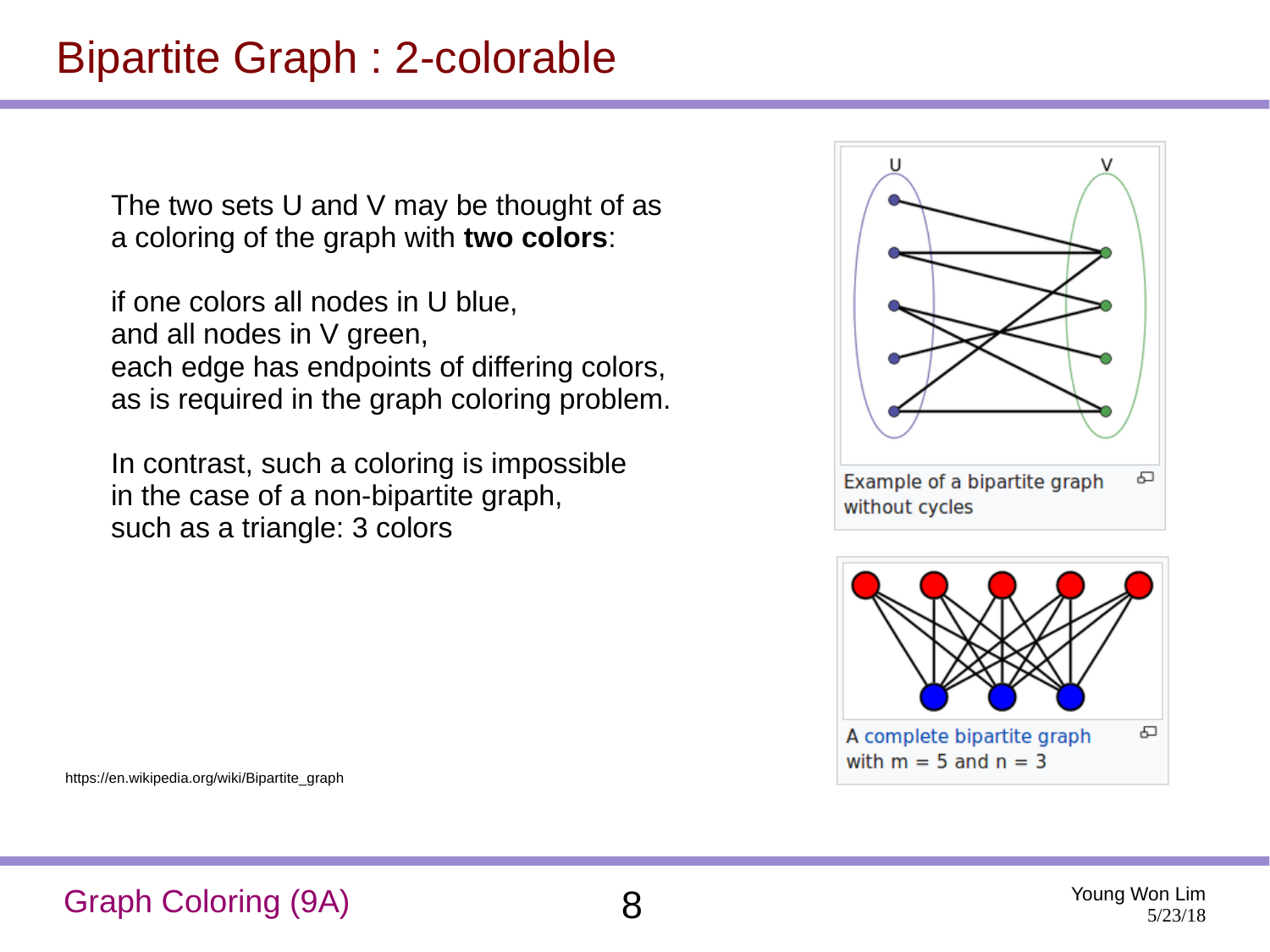# Bipartite Graph : 2-colorable

The two sets U and V may be thought of as a coloring of the graph with **two colors**:

if one colors all nodes in U blue,
and all nodes in V green,
each edge has endpoints of differing colors,
as is required in the graph coloring problem.

In contrast, such a coloring is impossible
in the case of a non-bipartite graph,
such as a triangle: 3 colors

Example of a bipartite graph without cycles

A complete bipartite graph with m = 5 and n = 3

https://en.wikipedia.org/wiki/Bipartite_graph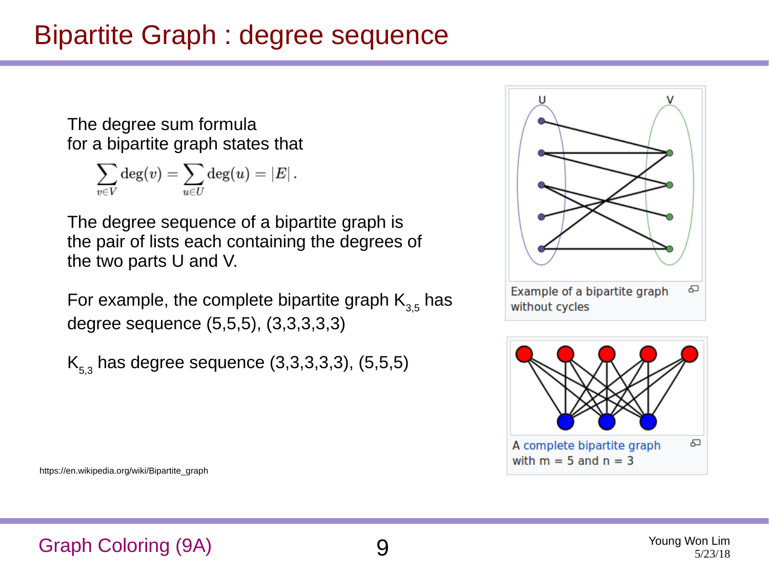# Bipartite Graph : degree sequence

The degree sum formula
for a bipartite graph states that

$$\sum_{v \in V} \deg(v) = \sum_{u \in U} \deg(u) = |E| \,.$$

The degree sequence of a bipartite graph is the pair of lists each containing the degrees of the two parts U and V.

For example, the complete bipartite graph $K_{3,5}$ has degree sequence (5,5,5), (3,3,3,3,3)

$K_{5,3}$ has degree sequence (3,3,3,3,3), (5,5,5)

Example of a bipartite graph without cycles

A complete bipartite graph with m = 5 and n = 3

https://en.wikipedia.org/wiki/Bipartite_graph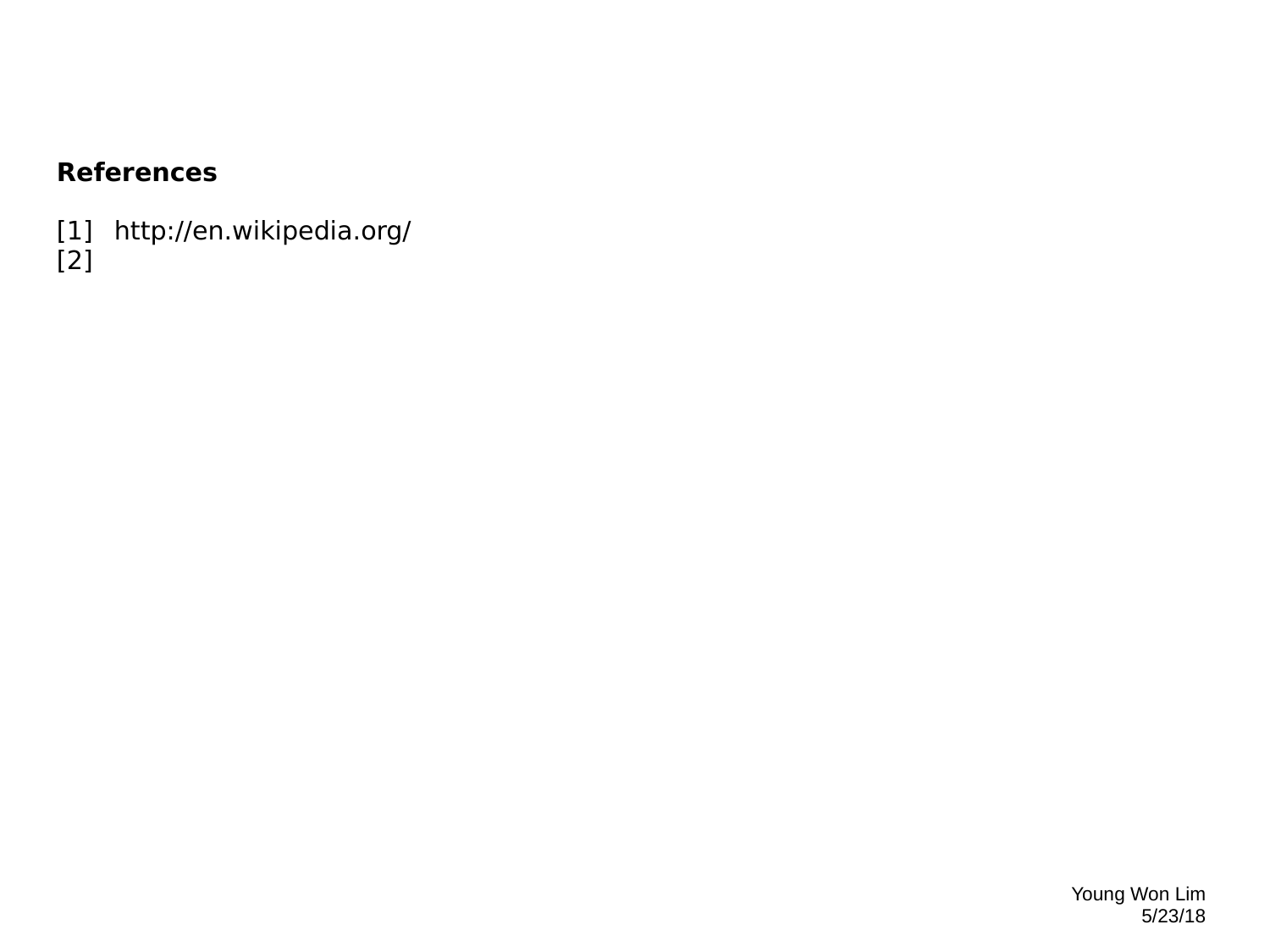## References

[1] http://en.wikipedia.org/
[2]